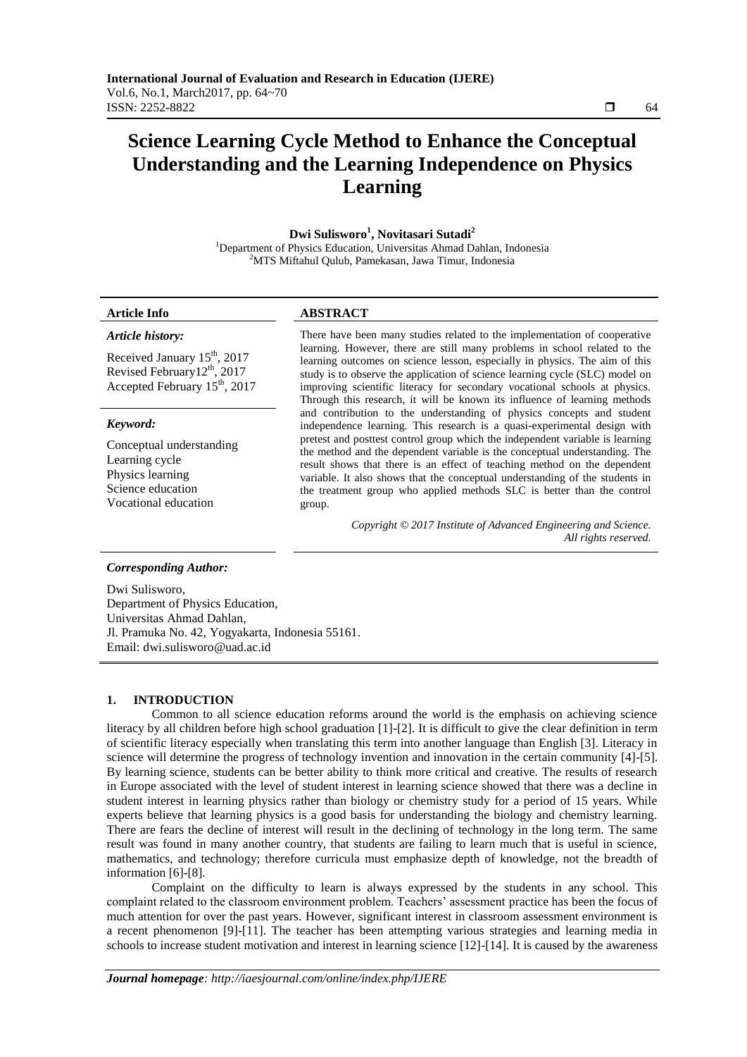# Science Learning Cycle Method to Enhance the Conceptual Understanding and the Learning Independence on Physics Learning

**Dwi Sulisworo[1], Novitasari Sutadi[2]**

[1]Department of Physics Education, Universitas Ahmad Dahlan, Indonesia
[2]MTS Miftahul Qulub, Pamekasan, Jawa Timur, Indonesia

**Article Info**

*Article history:*

Received January 15th, 2017
Revised February12th, 2017
Accepted February 15th, 2017

*Keyword:*

Conceptual understanding
Learning cycle
Physics learning
Science education
Vocational education

**ABSTRACT**

There have been many studies related to the implementation of cooperative learning. However, there are still many problems in school related to the learning outcomes on science lesson, especially in physics. The aim of this study is to observe the application of science learning cycle (SLC) model on improving scientific literacy for secondary vocational schools at physics. Through this research, it will be known its influence of learning methods and contribution to the understanding of physics concepts and student independence learning. This research is a quasi-experimental design with pretest and posttest control group which the independent variable is learning the method and the dependent variable is the conceptual understanding. The result shows that there is an effect of teaching method on the dependent variable. It also shows that the conceptual understanding of the students in the treatment group who applied methods SLC is better than the control group.

*Copyright © 2017 Institute of Advanced Engineering and Science. All rights reserved.*

*Corresponding Author:*

Dwi Sulisworo,
Department of Physics Education,
Universitas Ahmad Dahlan,
Jl. Pramuka No. 42, Yogyakarta, Indonesia 55161.
Email: dwi.sulisworo@uad.ac.id

## 1. INTRODUCTION

Common to all science education reforms around the world is the emphasis on achieving science literacy by all children before high school graduation [1]-[2]. It is difficult to give the clear definition in term of scientific literacy especially when translating this term into another language than English [3]. Literacy in science will determine the progress of technology invention and innovation in the certain community [4]-[5]. By learning science, students can be better ability to think more critical and creative. The results of research in Europe associated with the level of student interest in learning science showed that there was a decline in student interest in learning physics rather than biology or chemistry study for a period of 15 years. While experts believe that learning physics is a good basis for understanding the biology and chemistry learning. There are fears the decline of interest will result in the declining of technology in the long term. The same result was found in many another country, that students are failing to learn much that is useful in science, mathematics, and technology; therefore curricula must emphasize depth of knowledge, not the breadth of information [6]-[8].

Complaint on the difficulty to learn is always expressed by the students in any school. This complaint related to the classroom environment problem. Teachers' assessment practice has been the focus of much attention for over the past years. However, significant interest in classroom assessment environment is a recent phenomenon [9]-[11]. The teacher has been attempting various strategies and learning media in schools to increase student motivation and interest in learning science [12]-[14]. It is caused by the awareness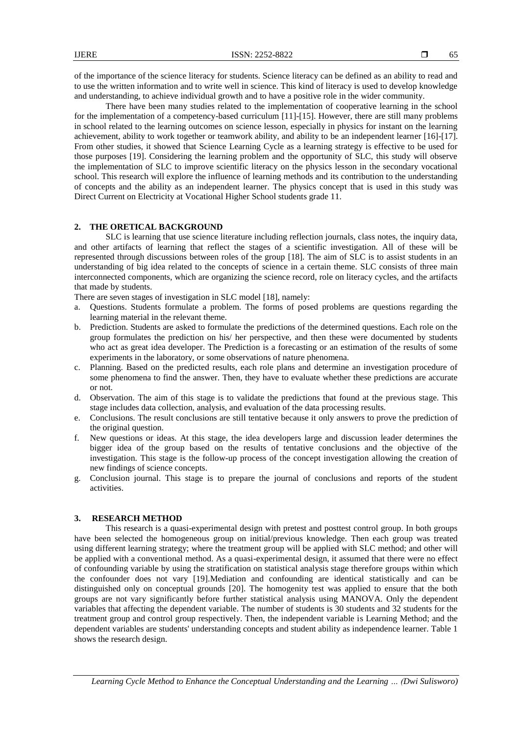of the importance of the science literacy for students. Science literacy can be defined as an ability to read and to use the written information and to write well in science. This kind of literacy is used to develop knowledge and understanding, to achieve individual growth and to have a positive role in the wider community.

There have been many studies related to the implementation of cooperative learning in the school for the implementation of a competency-based curriculum [11]-[15]. However, there are still many problems in school related to the learning outcomes on science lesson, especially in physics for instant on the learning achievement, ability to work together or teamwork ability, and ability to be an independent learner [16]-[17]. From other studies, it showed that Science Learning Cycle as a learning strategy is effective to be used for those purposes [19]. Considering the learning problem and the opportunity of SLC, this study will observe the implementation of SLC to improve scientific literacy on the physics lesson in the secondary vocational school. This research will explore the influence of learning methods and its contribution to the understanding of concepts and the ability as an independent learner. The physics concept that is used in this study was Direct Current on Electricity at Vocational Higher School students grade 11.

## 2. THE ORETICAL BACKGROUND

SLC is learning that use science literature including reflection journals, class notes, the inquiry data, and other artifacts of learning that reflect the stages of a scientific investigation. All of these will be represented through discussions between roles of the group [18]. The aim of SLC is to assist students in an understanding of big idea related to the concepts of science in a certain theme. SLC consists of three main interconnected components, which are organizing the science record, role on literacy cycles, and the artifacts that made by students.

There are seven stages of investigation in SLC model [18], namely:

a. Questions. Students formulate a problem. The forms of posed problems are questions regarding the learning material in the relevant theme.
b. Prediction. Students are asked to formulate the predictions of the determined questions. Each role on the group formulates the prediction on his/ her perspective, and then these were documented by students who act as great idea developer. The Prediction is a forecasting or an estimation of the results of some experiments in the laboratory, or some observations of nature phenomena.
c. Planning. Based on the predicted results, each role plans and determine an investigation procedure of some phenomena to find the answer. Then, they have to evaluate whether these predictions are accurate or not.
d. Observation. The aim of this stage is to validate the predictions that found at the previous stage. This stage includes data collection, analysis, and evaluation of the data processing results.
e. Conclusions. The result conclusions are still tentative because it only answers to prove the prediction of the original question.
f. New questions or ideas. At this stage, the idea developers large and discussion leader determines the bigger idea of the group based on the results of tentative conclusions and the objective of the investigation. This stage is the follow-up process of the concept investigation allowing the creation of new findings of science concepts.
g. Conclusion journal. This stage is to prepare the journal of conclusions and reports of the student activities.

## 3. RESEARCH METHOD

This research is a quasi-experimental design with pretest and posttest control group. In both groups have been selected the homogeneous group on initial/previous knowledge. Then each group was treated using different learning strategy; where the treatment group will be applied with SLC method; and other will be applied with a conventional method. As a quasi-experimental design, it assumed that there were no effect of confounding variable by using the stratification on statistical analysis stage therefore groups within which the confounder does not vary [19].Mediation and confounding are identical statistically and can be distinguished only on conceptual grounds [20]. The homogenity test was applied to ensure that the both groups are not vary significantly before further statistical analysis using MANOVA. Only the dependent variables that affecting the dependent variable. The number of students is 30 students and 32 students for the treatment group and control group respectively. Then, the independent variable is Learning Method; and the dependent variables are students' understanding concepts and student ability as independence learner. Table 1 shows the research design.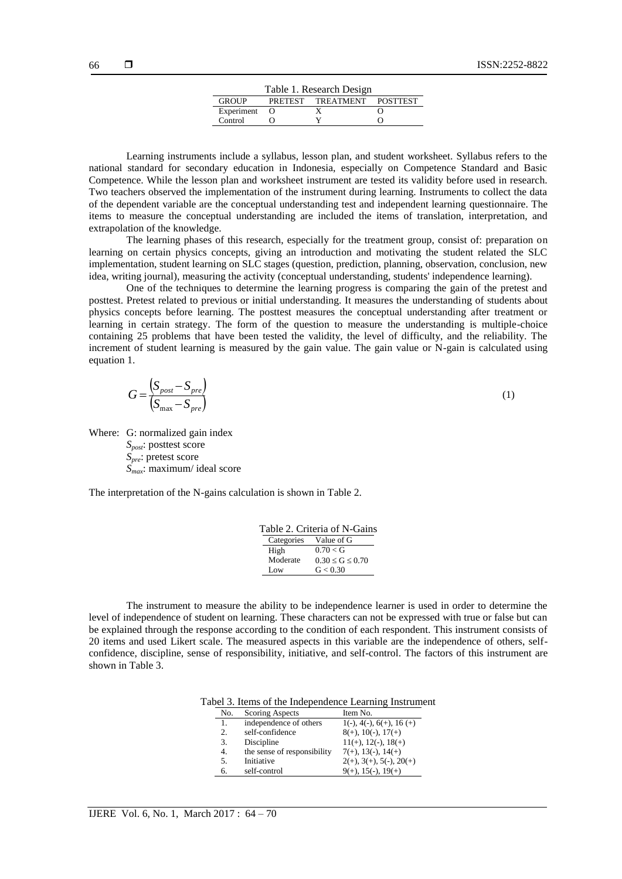Table 1. Research Design

| GROUP | PRETEST | TREATMENT | POSTTEST |
|---|---|---|---|
| Experiment | O | X | O |
| Control | O | Y | O |

Learning instruments include a syllabus, lesson plan, and student worksheet. Syllabus refers to the national standard for secondary education in Indonesia, especially on Competence Standard and Basic Competence. While the lesson plan and worksheet instrument are tested its validity before used in research. Two teachers observed the implementation of the instrument during learning. Instruments to collect the data of the dependent variable are the conceptual understanding test and independent learning questionnaire. The items to measure the conceptual understanding are included the items of translation, interpretation, and extrapolation of the knowledge.

The learning phases of this research, especially for the treatment group, consist of: preparation on learning on certain physics concepts, giving an introduction and motivating the student related the SLC implementation, student learning on SLC stages (question, prediction, planning, observation, conclusion, new idea, writing journal), measuring the activity (conceptual understanding, students' independence learning).

One of the techniques to determine the learning progress is comparing the gain of the pretest and posttest. Pretest related to previous or initial understanding. It measures the understanding of students about physics concepts before learning. The posttest measures the conceptual understanding after treatment or learning in certain strategy. The form of the question to measure the understanding is multiple-choice containing 25 problems that have been tested the validity, the level of difficulty, and the reliability. The increment of student learning is measured by the gain value. The gain value or N-gain is calculated using equation 1.

$$G = \frac{\left(S_{post} - S_{pre}\right)}{\left(S_{\max} - S_{pre}\right)} \tag{1}$$

Where: G: normalized gain index
$S_{post}$: posttest score
$S_{pre}$: pretest score
$S_{max}$: maximum/ ideal score

The interpretation of the N-gains calculation is shown in Table 2.

Table 2. Criteria of N-Gains

| Categories | Value of G |
|---|---|
| High | $0.70 < G$ |
| Moderate | $0.30 \leq G \leq 0.70$ |
| Low | $G < 0.30$ |

The instrument to measure the ability to be independence learner is used in order to determine the level of independence of student on learning. These characters can not be expressed with true or false but can be explained through the response according to the condition of each respondent. This instrument consists of 20 items and used Likert scale. The measured aspects in this variable are the independence of others, self-confidence, discipline, sense of responsibility, initiative, and self-control. The factors of this instrument are shown in Table 3.

Tabel 3. Items of the Independence Learning Instrument

| No. | Scoring Aspects | Item No. |
|---|---|---|
| 1. | independence of others | 1(-), 4(-), 6(+), 16 (+) |
| 2. | self-confidence | 8(+), 10(-), 17(+) |
| 3. | Discipline | 11(+), 12(-), 18(+) |
| 4. | the sense of responsibility | 7(+), 13(-), 14(+) |
| 5. | Initiative | 2(+), 3(+), 5(-), 20(+) |
| 6. | self-control | 9(+), 15(-), 19(+) |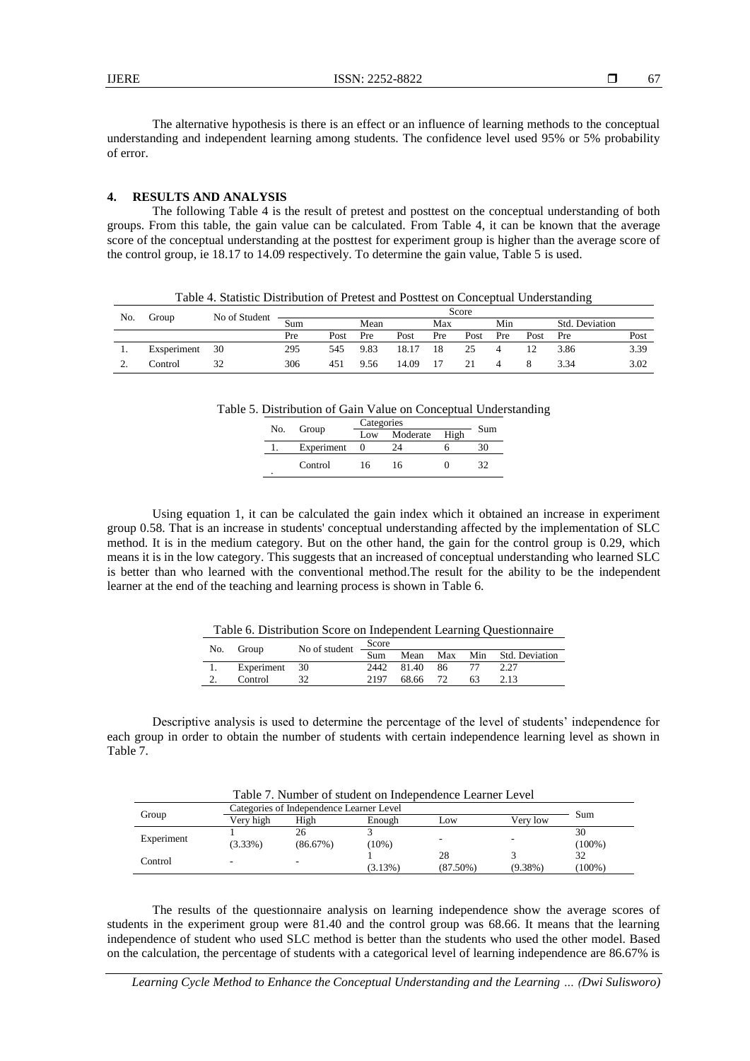The alternative hypothesis is there is an effect or an influence of learning methods to the conceptual understanding and independent learning among students. The confidence level used 95% or 5% probability of error.

## 4. RESULTS AND ANALYSIS

The following Table 4 is the result of pretest and posttest on the conceptual understanding of both groups. From this table, the gain value can be calculated. From Table 4, it can be known that the average score of the conceptual understanding at the posttest for experiment group is higher than the average score of the control group, ie 18.17 to 14.09 respectively. To determine the gain value, Table 5 is used.

Table 4. Statistic Distribution of Pretest and Posttest on Conceptual Understanding

| No. | Group | No of Student | Score | | | | | | | | | |
|---|---|---|---|---|---|---|---|---|---|---|---|---|
| | | | Sum | | Mean | | Max | | Min | | Std. Deviation | |
| | | | Pre | Post | Pre | Post | Pre | Post | Pre | Post | Pre | Post |
| 1. | Exsperiment | 30 | 295 | 545 | 9.83 | 18.17 | 18 | 25 | 4 | 12 | 3.86 | 3.39 |
| 2. | Control | 32 | 306 | 451 | 9.56 | 14.09 | 17 | 21 | 4 | 8 | 3.34 | 3.02 |

Table 5. Distribution of Gain Value on Conceptual Understanding

| No. | Group | Categories | | | Sum |
|---|---|---|---|---|---|
| | | Low | Moderate | High | |
| 1. | Experiment | 0 | 24 | 6 | 30 |
| . | Control | 16 | 16 | 0 | 32 |

Using equation 1, it can be calculated the gain index which it obtained an increase in experiment group 0.58. That is an increase in students' conceptual understanding affected by the implementation of SLC method. It is in the medium category. But on the other hand, the gain for the control group is 0.29, which means it is in the low category. This suggests that an increased of conceptual understanding who learned SLC is better than who learned with the conventional method.The result for the ability to be the independent learner at the end of the teaching and learning process is shown in Table 6.

Table 6. Distribution Score on Independent Learning Questionnaire

| No. | Group | No of student | Score | | | | |
|---|---|---|---|---|---|---|---|
| | | | Sum | Mean | Max | Min | Std. Deviation |
| 1. | Experiment | 30 | 2442 | 81.40 | 86 | 77 | 2.27 |
| 2. | Control | 32 | 2197 | 68.66 | 72 | 63 | 2.13 |

Descriptive analysis is used to determine the percentage of the level of students' independence for each group in order to obtain the number of students with certain independence learning level as shown in Table 7.

Table 7. Number of student on Independence Learner Level

| Group | Categories of Independence Learner Level | | | | | Sum |
|---|---|---|---|---|---|---|
| | Very high | High | Enough | Low | Very low | |
| Experiment | 1 (3.33%) | 26 (86.67%) | 3 (10%) | - | - | 30 (100%) |
| Control | - | - | 1 (3.13%) | 28 (87.50%) | 3 (9.38%) | 32 (100%) |

The results of the questionnaire analysis on learning independence show the average scores of students in the experiment group were 81.40 and the control group was 68.66. It means that the learning independence of student who used SLC method is better than the students who used the other model. Based on the calculation, the percentage of students with a categorical level of learning independence are 86.67% is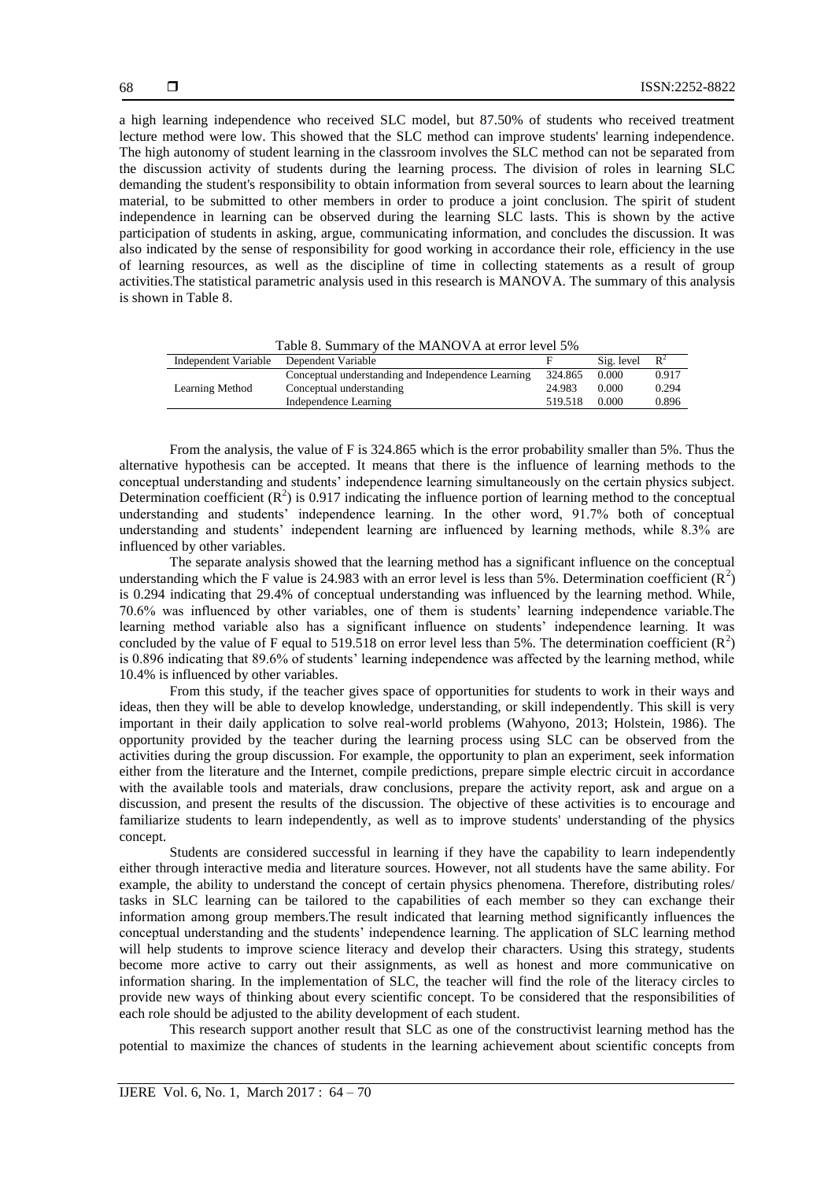a high learning independence who received SLC model, but 87.50% of students who received treatment lecture method were low. This showed that the SLC method can improve students' learning independence. The high autonomy of student learning in the classroom involves the SLC method can not be separated from the discussion activity of students during the learning process. The division of roles in learning SLC demanding the student's responsibility to obtain information from several sources to learn about the learning material, to be submitted to other members in order to produce a joint conclusion. The spirit of student independence in learning can be observed during the learning SLC lasts. This is shown by the active participation of students in asking, argue, communicating information, and concludes the discussion. It was also indicated by the sense of responsibility for good working in accordance their role, efficiency in the use of learning resources, as well as the discipline of time in collecting statements as a result of group activities.The statistical parametric analysis used in this research is MANOVA. The summary of this analysis is shown in Table 8.

Table 8. Summary of the MANOVA at error level 5%

| Independent Variable | Dependent Variable | F | Sig. level | $R^2$ |
|---|---|---|---|---|
| Learning Method | Conceptual understanding and Independence Learning | 324.865 | 0.000 | 0.917 |
| | Conceptual understanding | 24.983 | 0.000 | 0.294 |
| | Independence Learning | 519.518 | 0.000 | 0.896 |

From the analysis, the value of F is 324.865 which is the error probability smaller than 5%. Thus the alternative hypothesis can be accepted. It means that there is the influence of learning methods to the conceptual understanding and students' independence learning simultaneously on the certain physics subject. Determination coefficient ($R^2$) is 0.917 indicating the influence portion of learning method to the conceptual understanding and students' independence learning. In the other word, 91.7% both of conceptual understanding and students' independent learning are influenced by learning methods, while 8.3% are influenced by other variables.

The separate analysis showed that the learning method has a significant influence on the conceptual understanding which the F value is 24.983 with an error level is less than 5%. Determination coefficient ($R^2$) is 0.294 indicating that 29.4% of conceptual understanding was influenced by the learning method. While, 70.6% was influenced by other variables, one of them is students' learning independence variable.The learning method variable also has a significant influence on students' independence learning. It was concluded by the value of F equal to 519.518 on error level less than 5%. The determination coefficient ($R^2$) is 0.896 indicating that 89.6% of students' learning independence was affected by the learning method, while 10.4% is influenced by other variables.

From this study, if the teacher gives space of opportunities for students to work in their ways and ideas, then they will be able to develop knowledge, understanding, or skill independently. This skill is very important in their daily application to solve real-world problems (Wahyono, 2013; Holstein, 1986). The opportunity provided by the teacher during the learning process using SLC can be observed from the activities during the group discussion. For example, the opportunity to plan an experiment, seek information either from the literature and the Internet, compile predictions, prepare simple electric circuit in accordance with the available tools and materials, draw conclusions, prepare the activity report, ask and argue on a discussion, and present the results of the discussion. The objective of these activities is to encourage and familiarize students to learn independently, as well as to improve students' understanding of the physics concept.

Students are considered successful in learning if they have the capability to learn independently either through interactive media and literature sources. However, not all students have the same ability. For example, the ability to understand the concept of certain physics phenomena. Therefore, distributing roles/ tasks in SLC learning can be tailored to the capabilities of each member so they can exchange their information among group members.The result indicated that learning method significantly influences the conceptual understanding and the students' independence learning. The application of SLC learning method will help students to improve science literacy and develop their characters. Using this strategy, students become more active to carry out their assignments, as well as honest and more communicative on information sharing. In the implementation of SLC, the teacher will find the role of the literacy circles to provide new ways of thinking about every scientific concept. To be considered that the responsibilities of each role should be adjusted to the ability development of each student.

This research support another result that SLC as one of the constructivist learning method has the potential to maximize the chances of students in the learning achievement about scientific concepts from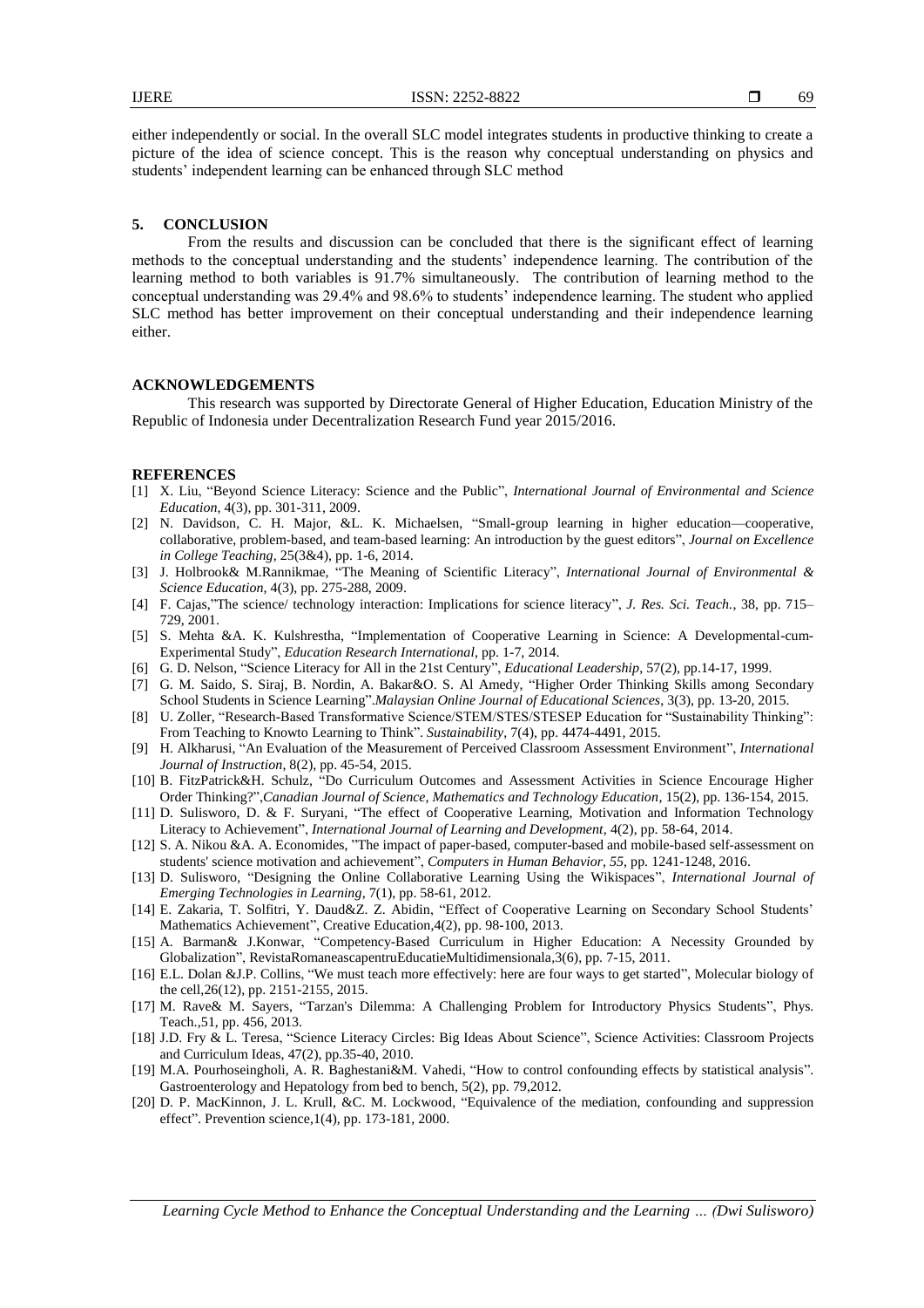either independently or social. In the overall SLC model integrates students in productive thinking to create a picture of the idea of science concept. This is the reason why conceptual understanding on physics and students' independent learning can be enhanced through SLC method

## 5. CONCLUSION

From the results and discussion can be concluded that there is the significant effect of learning methods to the conceptual understanding and the students' independence learning. The contribution of the learning method to both variables is 91.7% simultaneously. The contribution of learning method to the conceptual understanding was 29.4% and 98.6% to students' independence learning. The student who applied SLC method has better improvement on their conceptual understanding and their independence learning either.

## ACKNOWLEDGEMENTS

This research was supported by Directorate General of Higher Education, Education Ministry of the Republic of Indonesia under Decentralization Research Fund year 2015/2016.

## REFERENCES

[1] X. Liu, "Beyond Science Literacy: Science and the Public", *International Journal of Environmental and Science Education*, 4(3), pp. 301-311, 2009.

[2] N. Davidson, C. H. Major, &L. K. Michaelsen, "Small-group learning in higher education—cooperative, collaborative, problem-based, and team-based learning: An introduction by the guest editors", *Journal on Excellence in College Teaching*, 25(3&4), pp. 1-6, 2014.

[3] J. Holbrook& M.Rannikmae, "The Meaning of Scientific Literacy", *International Journal of Environmental & Science Education*, 4(3), pp. 275-288, 2009.

[4] F. Cajas,"The science/ technology interaction: Implications for science literacy", *J. Res. Sci. Teach.*, 38, pp. 715–729, 2001.

[5] S. Mehta &A. K. Kulshrestha, "Implementation of Cooperative Learning in Science: A Developmental-cum-Experimental Study", *Education Research International*, pp. 1-7, 2014.

[6] G. D. Nelson, "Science Literacy for All in the 21st Century", *Educational Leadership*, 57(2), pp.14-17, 1999.

[7] G. M. Saido, S. Siraj, B. Nordin, A. Bakar&O. S. Al Amedy, "Higher Order Thinking Skills among Secondary School Students in Science Learning".*Malaysian Online Journal of Educational Sciences*, 3(3), pp. 13-20, 2015.

[8] U. Zoller, "Research-Based Transformative Science/STEM/STES/STESEP Education for "Sustainability Thinking": From Teaching to Knowto Learning to Think". *Sustainability*, 7(4), pp. 4474-4491, 2015.

[9] H. Alkharusi, "An Evaluation of the Measurement of Perceived Classroom Assessment Environment", *International Journal of Instruction*, 8(2), pp. 45-54, 2015.

[10] B. FitzPatrick&H. Schulz, "Do Curriculum Outcomes and Assessment Activities in Science Encourage Higher Order Thinking?",*Canadian Journal of Science, Mathematics and Technology Education*, 15(2), pp. 136-154, 2015.

[11] D. Sulisworo, D. & F. Suryani, "The effect of Cooperative Learning, Motivation and Information Technology Literacy to Achievement", *International Journal of Learning and Development*, 4(2), pp. 58-64, 2014.

[12] S. A. Nikou &A. A. Economides, "The impact of paper-based, computer-based and mobile-based self-assessment on students' science motivation and achievement", *Computers in Human Behavior*, *55*, pp. 1241-1248, 2016.

[13] D. Sulisworo, "Designing the Online Collaborative Learning Using the Wikispaces", *International Journal of Emerging Technologies in Learning*, 7(1), pp. 58-61, 2012.

[14] E. Zakaria, T. Solfitri, Y. Daud&Z. Z. Abidin, "Effect of Cooperative Learning on Secondary School Students' Mathematics Achievement", Creative Education,4(2), pp. 98-100, 2013.

[15] A. Barman& J.Konwar, "Competency-Based Curriculum in Higher Education: A Necessity Grounded by Globalization", RevistaRomaneascapentruEducatieMultidimensionala,3(6), pp. 7-15, 2011.

[16] E.L. Dolan &J.P. Collins, "We must teach more effectively: here are four ways to get started", Molecular biology of the cell,26(12), pp. 2151-2155, 2015.

[17] M. Rave& M. Sayers, "Tarzan's Dilemma: A Challenging Problem for Introductory Physics Students", Phys. Teach.,51, pp. 456, 2013.

[18] J.D. Fry & L. Teresa, "Science Literacy Circles: Big Ideas About Science", Science Activities: Classroom Projects and Curriculum Ideas, 47(2), pp.35-40, 2010.

[19] M.A. Pourhoseingholi, A. R. Baghestani&M. Vahedi, "How to control confounding effects by statistical analysis". Gastroenterology and Hepatology from bed to bench, 5(2), pp. 79,2012.

[20] D. P. MacKinnon, J. L. Krull, &C. M. Lockwood, "Equivalence of the mediation, confounding and suppression effect". Prevention science,1(4), pp. 173-181, 2000.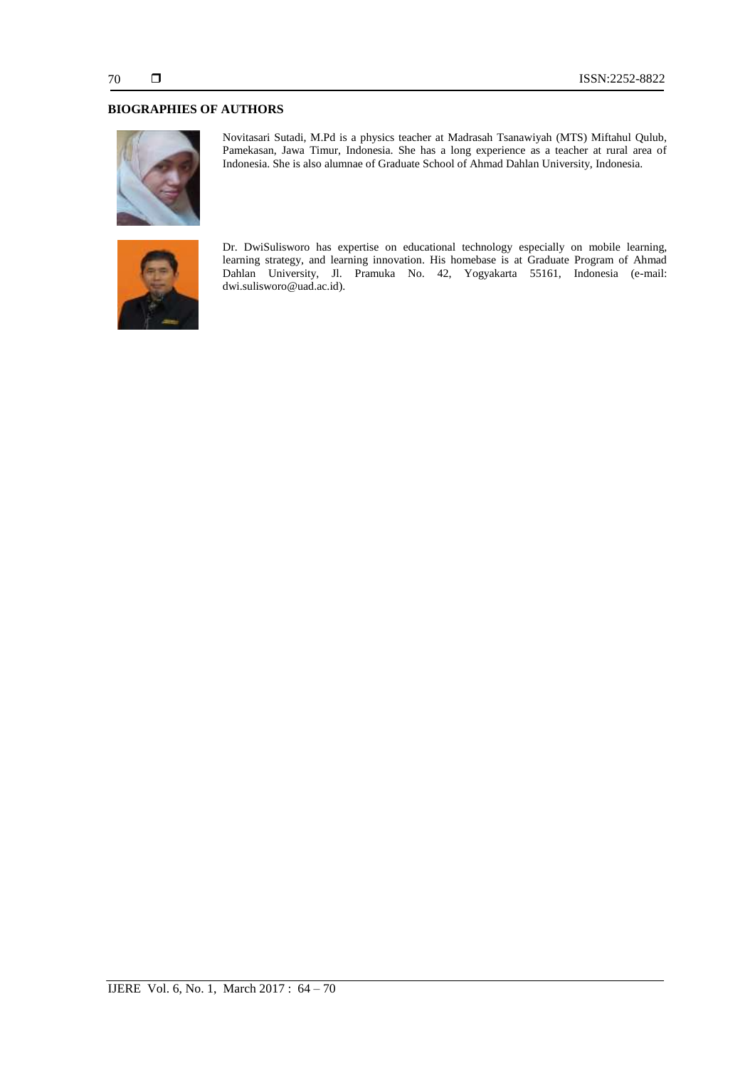## BIOGRAPHIES OF AUTHORS

Novitasari Sutadi, M.Pd is a physics teacher at Madrasah Tsanawiyah (MTS) Miftahul Qulub, Pamekasan, Jawa Timur, Indonesia. She has a long experience as a teacher at rural area of Indonesia. She is also alumnae of Graduate School of Ahmad Dahlan University, Indonesia.

Dr. DwiSulisworo has expertise on educational technology especially on mobile learning, learning strategy, and learning innovation. His homebase is at Graduate Program of Ahmad Dahlan University, Jl. Pramuka No. 42, Yogyakarta 55161, Indonesia (e-mail: dwi.sulisworo@uad.ac.id).